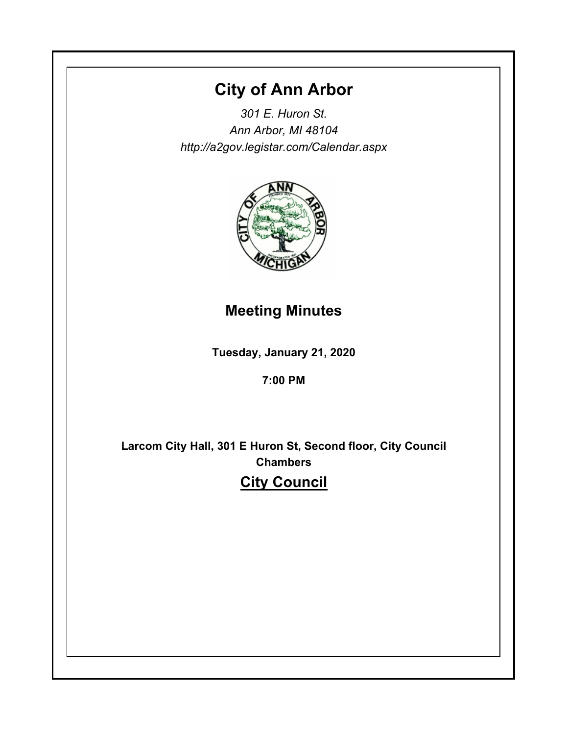# City of Ann Arbor

*301 E. Huron St.*
*Ann Arbor, MI 48104*
*http://a2gov.legistar.com/Calendar.aspx*

## Meeting Minutes

**Tuesday, January 21, 2020**

**7:00 PM**

**Larcom City Hall, 301 E Huron St, Second floor, City Council Chambers**

## City Council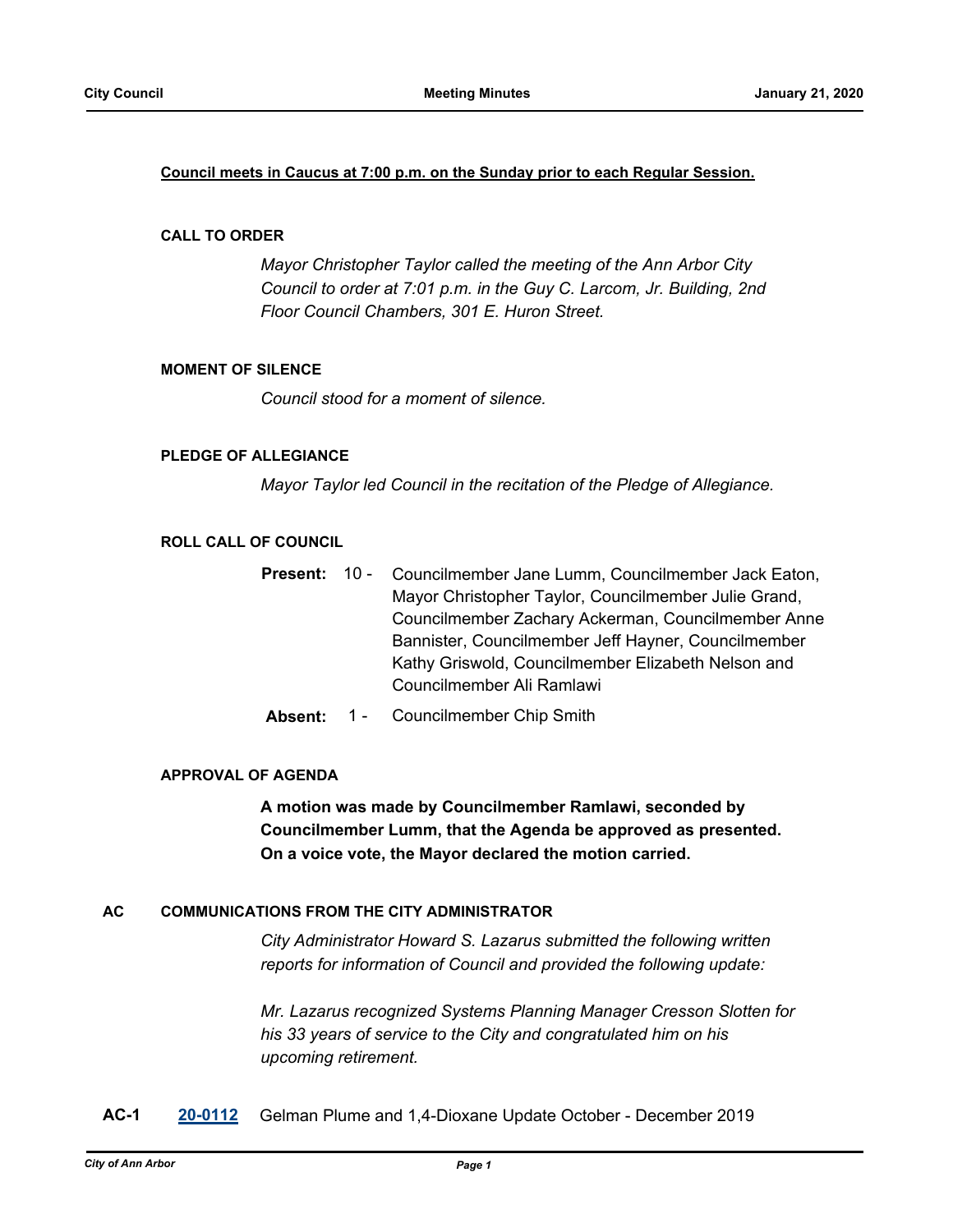**Council meets in Caucus at 7:00 p.m. on the Sunday prior to each Regular Session.**

## CALL TO ORDER

*Mayor Christopher Taylor called the meeting of the Ann Arbor City Council to order at 7:01 p.m. in the Guy C. Larcom, Jr. Building, 2nd Floor Council Chambers, 301 E. Huron Street.*

## MOMENT OF SILENCE

*Council stood for a moment of silence.*

## PLEDGE OF ALLEGIANCE

*Mayor Taylor led Council in the recitation of the Pledge of Allegiance.*

## ROLL CALL OF COUNCIL

**Present:** 10 - Councilmember Jane Lumm, Councilmember Jack Eaton, Mayor Christopher Taylor, Councilmember Julie Grand, Councilmember Zachary Ackerman, Councilmember Anne Bannister, Councilmember Jeff Hayner, Councilmember Kathy Griswold, Councilmember Elizabeth Nelson and Councilmember Ali Ramlawi

**Absent:** 1 - Councilmember Chip Smith

## APPROVAL OF AGENDA

**A motion was made by Councilmember Ramlawi, seconded by Councilmember Lumm, that the Agenda be approved as presented. On a voice vote, the Mayor declared the motion carried.**

## AC COMMUNICATIONS FROM THE CITY ADMINISTRATOR

*City Administrator Howard S. Lazarus submitted the following written reports for information of Council and provided the following update:*

*Mr. Lazarus recognized Systems Planning Manager Cresson Slotten for his 33 years of service to the City and congratulated him on his upcoming retirement.*

**AC-1** [20-0112] Gelman Plume and 1,4-Dioxane Update October - December 2019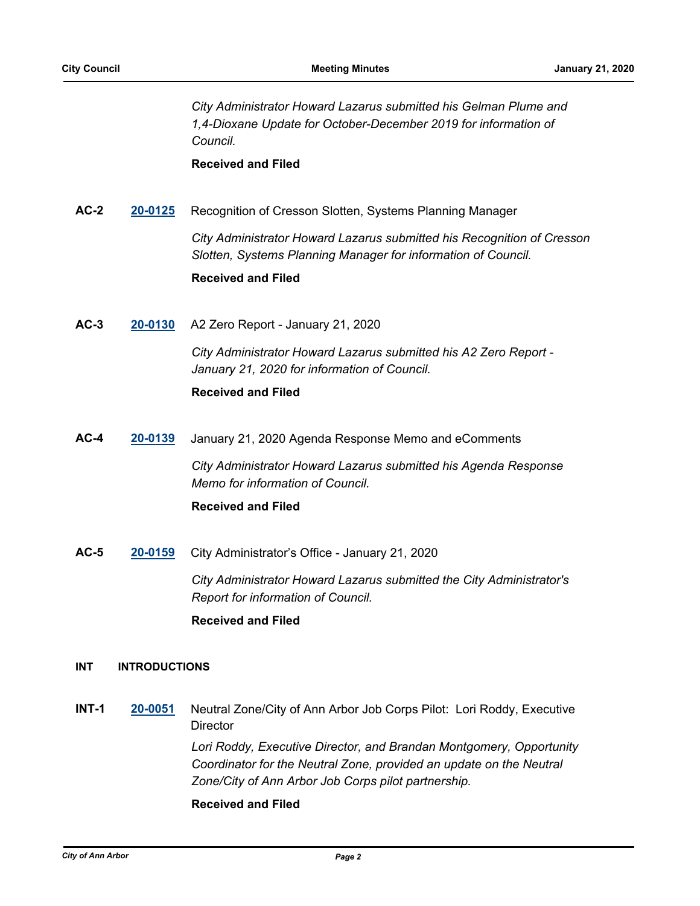*City Administrator Howard Lazarus submitted his Gelman Plume and 1,4-Dioxane Update for October-December 2019 for information of Council.*

**Received and Filed**

**AC-2** **20-0125** Recognition of Cresson Slotten, Systems Planning Manager

*City Administrator Howard Lazarus submitted his Recognition of Cresson Slotten, Systems Planning Manager for information of Council.*

**Received and Filed**

**AC-3** **20-0130** A2 Zero Report - January 21, 2020

*City Administrator Howard Lazarus submitted his A2 Zero Report - January 21, 2020 for information of Council.*

**Received and Filed**

**AC-4** **20-0139** January 21, 2020 Agenda Response Memo and eComments

*City Administrator Howard Lazarus submitted his Agenda Response Memo for information of Council.*

**Received and Filed**

**AC-5** **20-0159** City Administrator's Office - January 21, 2020

*City Administrator Howard Lazarus submitted the City Administrator's Report for information of Council.*

**Received and Filed**

## INT INTRODUCTIONS

**INT-1** **20-0051** Neutral Zone/City of Ann Arbor Job Corps Pilot: Lori Roddy, Executive Director

*Lori Roddy, Executive Director, and Brandan Montgomery, Opportunity Coordinator for the Neutral Zone, provided an update on the Neutral Zone/City of Ann Arbor Job Corps pilot partnership.*

**Received and Filed**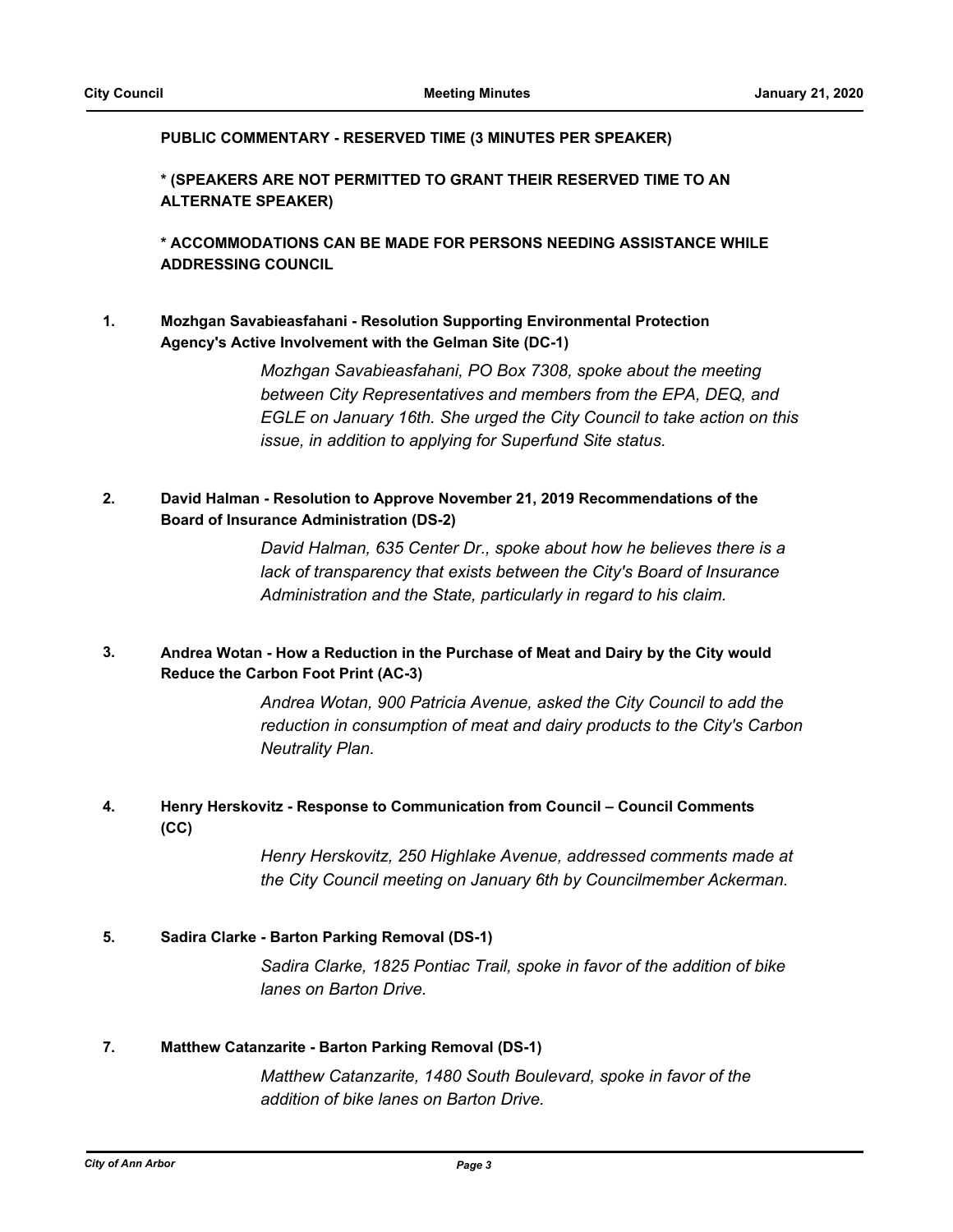**PUBLIC COMMENTARY - RESERVED TIME (3 MINUTES PER SPEAKER)**

**\* (SPEAKERS ARE NOT PERMITTED TO GRANT THEIR RESERVED TIME TO AN ALTERNATE SPEAKER)**

**\* ACCOMMODATIONS CAN BE MADE FOR PERSONS NEEDING ASSISTANCE WHILE ADDRESSING COUNCIL**

**1. Mozhgan Savabieasfahani - Resolution Supporting Environmental Protection Agency's Active Involvement with the Gelman Site (DC-1)**

*Mozhgan Savabieasfahani, PO Box 7308, spoke about the meeting between City Representatives and members from the EPA, DEQ, and EGLE on January 16th. She urged the City Council to take action on this issue, in addition to applying for Superfund Site status.*

**2. David Halman - Resolution to Approve November 21, 2019 Recommendations of the Board of Insurance Administration (DS-2)**

*David Halman, 635 Center Dr., spoke about how he believes there is a lack of transparency that exists between the City's Board of Insurance Administration and the State, particularly in regard to his claim.*

**3. Andrea Wotan - How a Reduction in the Purchase of Meat and Dairy by the City would Reduce the Carbon Foot Print (AC-3)**

*Andrea Wotan, 900 Patricia Avenue, asked the City Council to add the reduction in consumption of meat and dairy products to the City's Carbon Neutrality Plan.*

**4. Henry Herskovitz - Response to Communication from Council – Council Comments (CC)**

*Henry Herskovitz, 250 Highlake Avenue, addressed comments made at the City Council meeting on January 6th by Councilmember Ackerman.*

**5. Sadira Clarke - Barton Parking Removal (DS-1)**

*Sadira Clarke, 1825 Pontiac Trail, spoke in favor of the addition of bike lanes on Barton Drive.*

**7. Matthew Catanzarite - Barton Parking Removal (DS-1)**

*Matthew Catanzarite, 1480 South Boulevard, spoke in favor of the addition of bike lanes on Barton Drive.*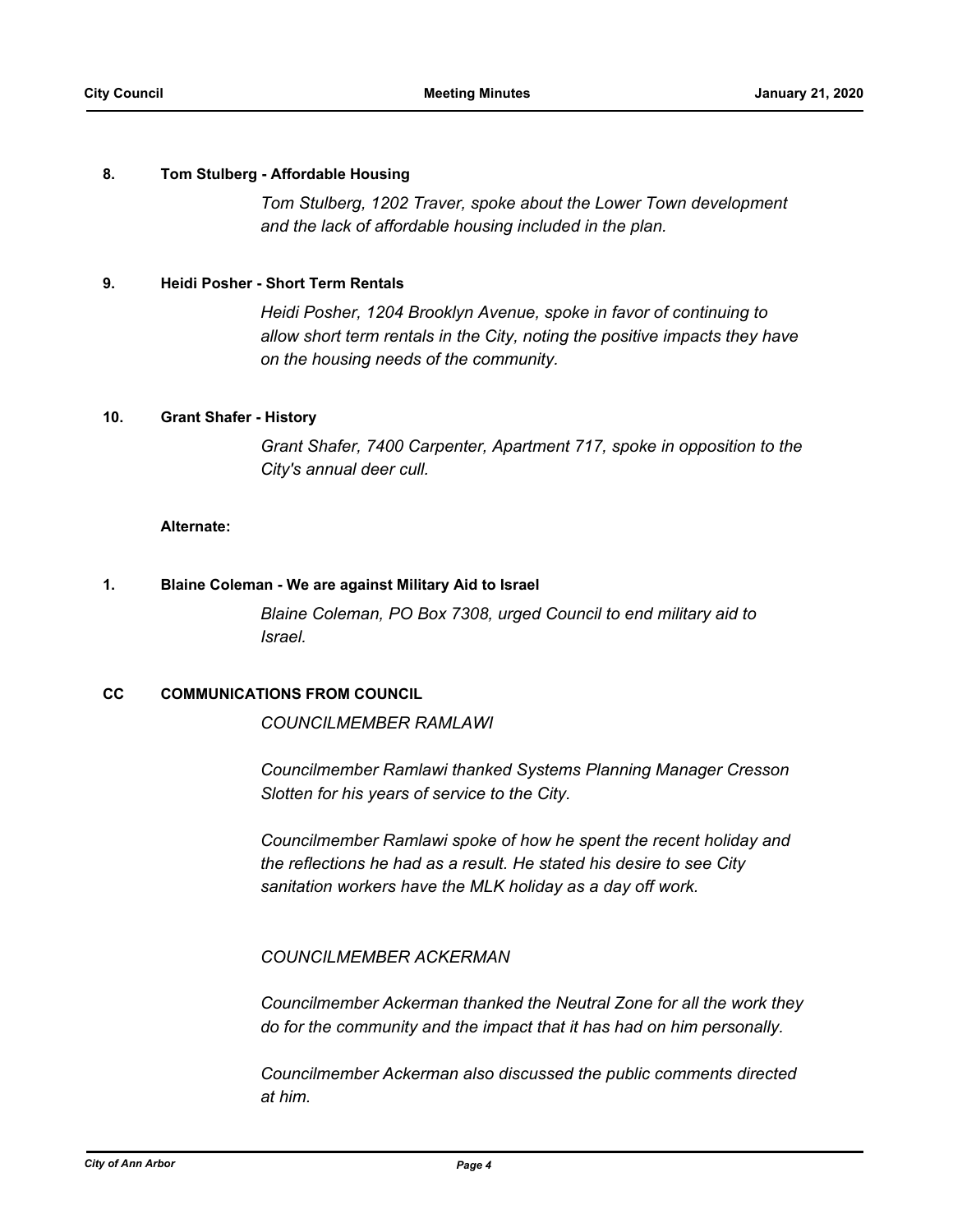**8. Tom Stulberg - Affordable Housing**

*Tom Stulberg, 1202 Traver, spoke about the Lower Town development and the lack of affordable housing included in the plan.*

**9. Heidi Posher - Short Term Rentals**

*Heidi Posher, 1204 Brooklyn Avenue, spoke in favor of continuing to allow short term rentals in the City, noting the positive impacts they have on the housing needs of the community.*

**10. Grant Shafer - History**

*Grant Shafer, 7400 Carpenter, Apartment 717, spoke in opposition to the City's annual deer cull.*

**Alternate:**

**1. Blaine Coleman - We are against Military Aid to Israel**

*Blaine Coleman, PO Box 7308, urged Council to end military aid to Israel.*

**CC COMMUNICATIONS FROM COUNCIL**

*COUNCILMEMBER RAMLAWI*

*Councilmember Ramlawi thanked Systems Planning Manager Cresson Slotten for his years of service to the City.*

*Councilmember Ramlawi spoke of how he spent the recent holiday and the reflections he had as a result. He stated his desire to see City sanitation workers have the MLK holiday as a day off work.*

*COUNCILMEMBER ACKERMAN*

*Councilmember Ackerman thanked the Neutral Zone for all the work they do for the community and the impact that it has had on him personally.*

*Councilmember Ackerman also discussed the public comments directed at him.*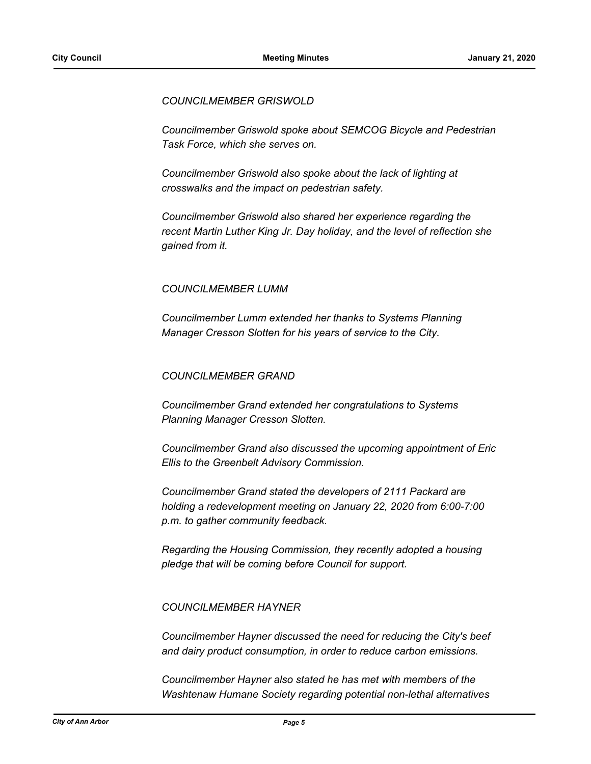*COUNCILMEMBER GRISWOLD*

*Councilmember Griswold spoke about SEMCOG Bicycle and Pedestrian Task Force, which she serves on.*

*Councilmember Griswold also spoke about the lack of lighting at crosswalks and the impact on pedestrian safety.*

*Councilmember Griswold also shared her experience regarding the recent Martin Luther King Jr. Day holiday, and the level of reflection she gained from it.*

*COUNCILMEMBER LUMM*

*Councilmember Lumm extended her thanks to Systems Planning Manager Cresson Slotten for his years of service to the City.*

*COUNCILMEMBER GRAND*

*Councilmember Grand extended her congratulations to Systems Planning Manager Cresson Slotten.*

*Councilmember Grand also discussed the upcoming appointment of Eric Ellis to the Greenbelt Advisory Commission.*

*Councilmember Grand stated the developers of 2111 Packard are holding a redevelopment meeting on January 22, 2020 from 6:00-7:00 p.m. to gather community feedback.*

*Regarding the Housing Commission, they recently adopted a housing pledge that will be coming before Council for support.*

*COUNCILMEMBER HAYNER*

*Councilmember Hayner discussed the need for reducing the City's beef and dairy product consumption, in order to reduce carbon emissions.*

*Councilmember Hayner also stated he has met with members of the Washtenaw Humane Society regarding potential non-lethal alternatives*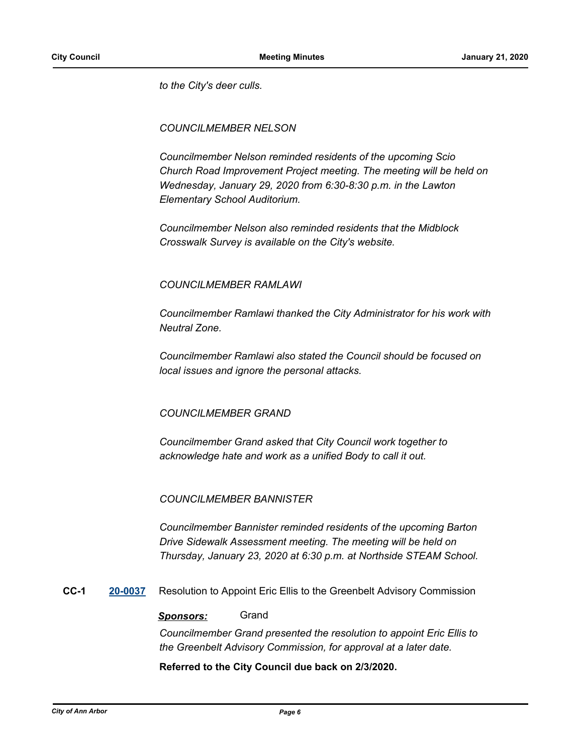*to the City's deer culls.*

*COUNCILMEMBER NELSON*

*Councilmember Nelson reminded residents of the upcoming Scio Church Road Improvement Project meeting. The meeting will be held on Wednesday, January 29, 2020 from 6:30-8:30 p.m. in the Lawton Elementary School Auditorium.*

*Councilmember Nelson also reminded residents that the Midblock Crosswalk Survey is available on the City's website.*

*COUNCILMEMBER RAMLAWI*

*Councilmember Ramlawi thanked the City Administrator for his work with Neutral Zone.*

*Councilmember Ramlawi also stated the Council should be focused on local issues and ignore the personal attacks.*

*COUNCILMEMBER GRAND*

*Councilmember Grand asked that City Council work together to acknowledge hate and work as a unified Body to call it out.*

*COUNCILMEMBER BANNISTER*

*Councilmember Bannister reminded residents of the upcoming Barton Drive Sidewalk Assessment meeting. The meeting will be held on Thursday, January 23, 2020 at 6:30 p.m. at Northside STEAM School.*

**CC-1** **20-0037** Resolution to Appoint Eric Ellis to the Greenbelt Advisory Commission

***Sponsors:*** Grand

*Councilmember Grand presented the resolution to appoint Eric Ellis to the Greenbelt Advisory Commission, for approval at a later date.*

**Referred to the City Council due back on 2/3/2020.**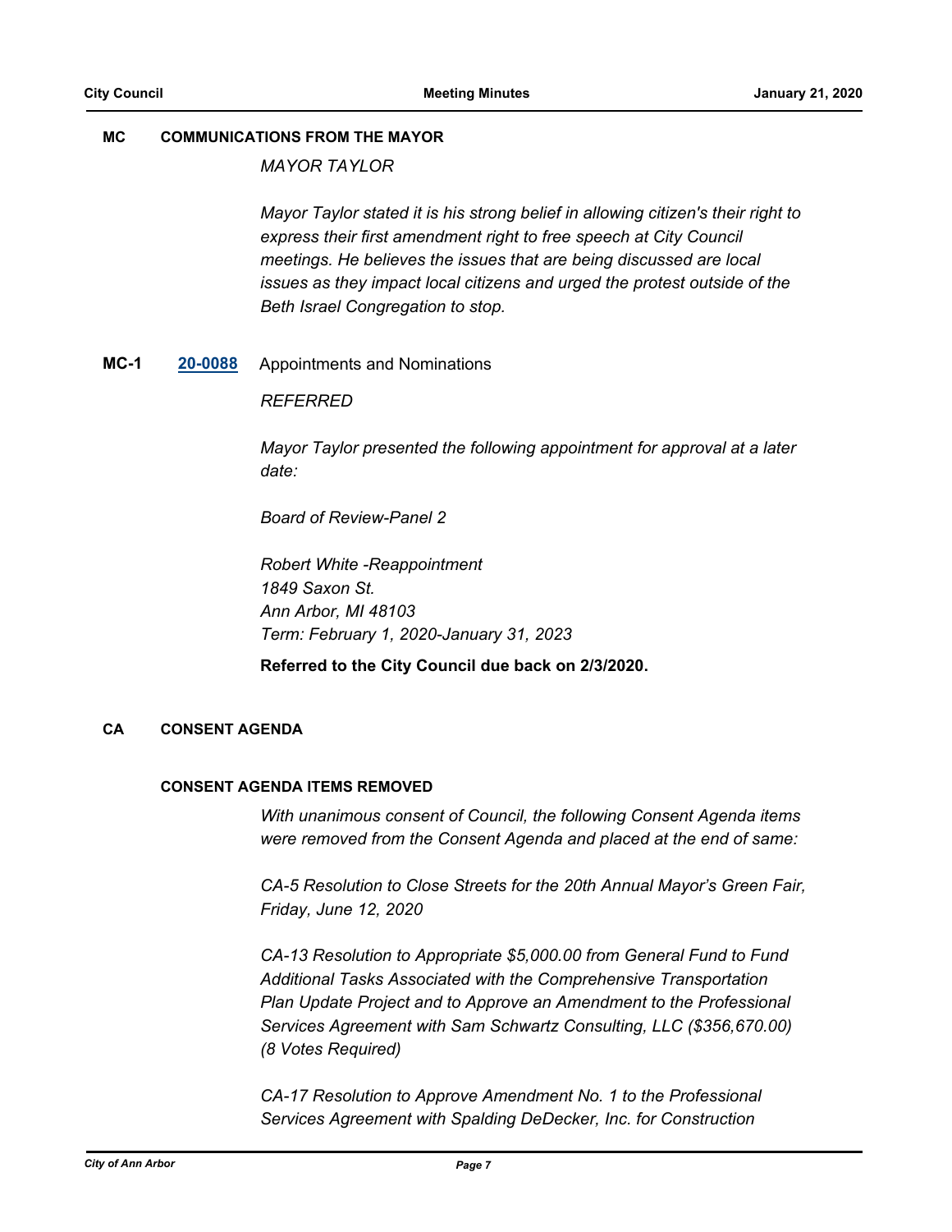## MC COMMUNICATIONS FROM THE MAYOR

*MAYOR TAYLOR*

*Mayor Taylor stated it is his strong belief in allowing citizen's their right to express their first amendment right to free speech at City Council meetings. He believes the issues that are being discussed are local issues as they impact local citizens and urged the protest outside of the Beth Israel Congregation to stop.*

**MC-1** **20-0088** Appointments and Nominations

*REFERRED*

*Mayor Taylor presented the following appointment for approval at a later date:*

*Board of Review-Panel 2*

*Robert White -Reappointment*
*1849 Saxon St.*
*Ann Arbor, MI 48103*
*Term: February 1, 2020-January 31, 2023*

**Referred to the City Council due back on 2/3/2020.**

## CA CONSENT AGENDA

### CONSENT AGENDA ITEMS REMOVED

*With unanimous consent of Council, the following Consent Agenda items were removed from the Consent Agenda and placed at the end of same:*

*CA-5 Resolution to Close Streets for the 20th Annual Mayor's Green Fair, Friday, June 12, 2020*

*CA-13 Resolution to Appropriate $5,000.00 from General Fund to Fund Additional Tasks Associated with the Comprehensive Transportation Plan Update Project and to Approve an Amendment to the Professional Services Agreement with Sam Schwartz Consulting, LLC ($356,670.00) (8 Votes Required)*

*CA-17 Resolution to Approve Amendment No. 1 to the Professional Services Agreement with Spalding DeDecker, Inc. for Construction*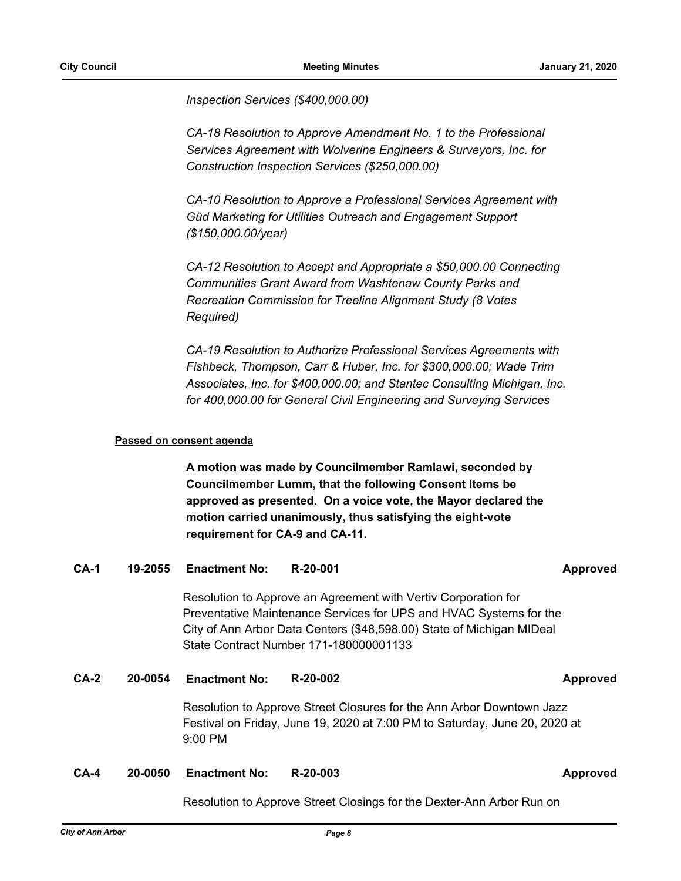*Inspection Services ($400,000.00)*

*CA-18 Resolution to Approve Amendment No. 1 to the Professional Services Agreement with Wolverine Engineers & Surveyors, Inc. for Construction Inspection Services ($250,000.00)*

*CA-10 Resolution to Approve a Professional Services Agreement with Güd Marketing for Utilities Outreach and Engagement Support ($150,000.00/year)*

*CA-12 Resolution to Accept and Appropriate a $50,000.00 Connecting Communities Grant Award from Washtenaw County Parks and Recreation Commission for Treeline Alignment Study (8 Votes Required)*

*CA-19 Resolution to Authorize Professional Services Agreements with Fishbeck, Thompson, Carr & Huber, Inc. for $300,000.00; Wade Trim Associates, Inc. for $400,000.00; and Stantec Consulting Michigan, Inc. for 400,000.00 for General Civil Engineering and Surveying Services*

**Passed on consent agenda**

**A motion was made by Councilmember Ramlawi, seconded by Councilmember Lumm, that the following Consent Items be approved as presented. On a voice vote, the Mayor declared the motion carried unanimously, thus satisfying the eight-vote requirement for CA-9 and CA-11.**

**CA-1 19-2055 Enactment No: R-20-001 Approved**

Resolution to Approve an Agreement with Vertiv Corporation for Preventative Maintenance Services for UPS and HVAC Systems for the City of Ann Arbor Data Centers ($48,598.00) State of Michigan MIDeal State Contract Number 171-180000001133

**CA-2 20-0054 Enactment No: R-20-002 Approved**

Resolution to Approve Street Closures for the Ann Arbor Downtown Jazz Festival on Friday, June 19, 2020 at 7:00 PM to Saturday, June 20, 2020 at 9:00 PM

**CA-4 20-0050 Enactment No: R-20-003 Approved**

Resolution to Approve Street Closings for the Dexter-Ann Arbor Run on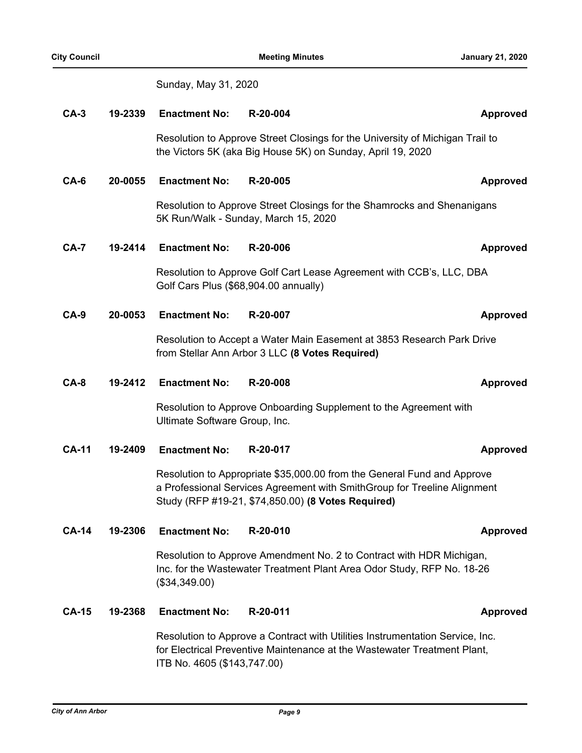Sunday, May 31, 2020

**CA-3** **19-2339** **Enactment No:** **R-20-004** **Approved**

Resolution to Approve Street Closings for the University of Michigan Trail to the Victors 5K (aka Big House 5K) on Sunday, April 19, 2020

**CA-6** **20-0055** **Enactment No:** **R-20-005** **Approved**

Resolution to Approve Street Closings for the Shamrocks and Shenanigans 5K Run/Walk - Sunday, March 15, 2020

**CA-7** **19-2414** **Enactment No:** **R-20-006** **Approved**

Resolution to Approve Golf Cart Lease Agreement with CCB's, LLC, DBA Golf Cars Plus ($68,904.00 annually)

**CA-9** **20-0053** **Enactment No:** **R-20-007** **Approved**

Resolution to Accept a Water Main Easement at 3853 Research Park Drive from Stellar Ann Arbor 3 LLC **(8 Votes Required)**

**CA-8** **19-2412** **Enactment No:** **R-20-008** **Approved**

Resolution to Approve Onboarding Supplement to the Agreement with Ultimate Software Group, Inc.

**CA-11** **19-2409** **Enactment No:** **R-20-017** **Approved**

Resolution to Appropriate $35,000.00 from the General Fund and Approve a Professional Services Agreement with SmithGroup for Treeline Alignment Study (RFP #19-21, $74,850.00) **(8 Votes Required)**

**CA-14** **19-2306** **Enactment No:** **R-20-010** **Approved**

Resolution to Approve Amendment No. 2 to Contract with HDR Michigan, Inc. for the Wastewater Treatment Plant Area Odor Study, RFP No. 18-26 ($34,349.00)

**CA-15** **19-2368** **Enactment No:** **R-20-011** **Approved**

Resolution to Approve a Contract with Utilities Instrumentation Service, Inc. for Electrical Preventive Maintenance at the Wastewater Treatment Plant, ITB No. 4605 ($143,747.00)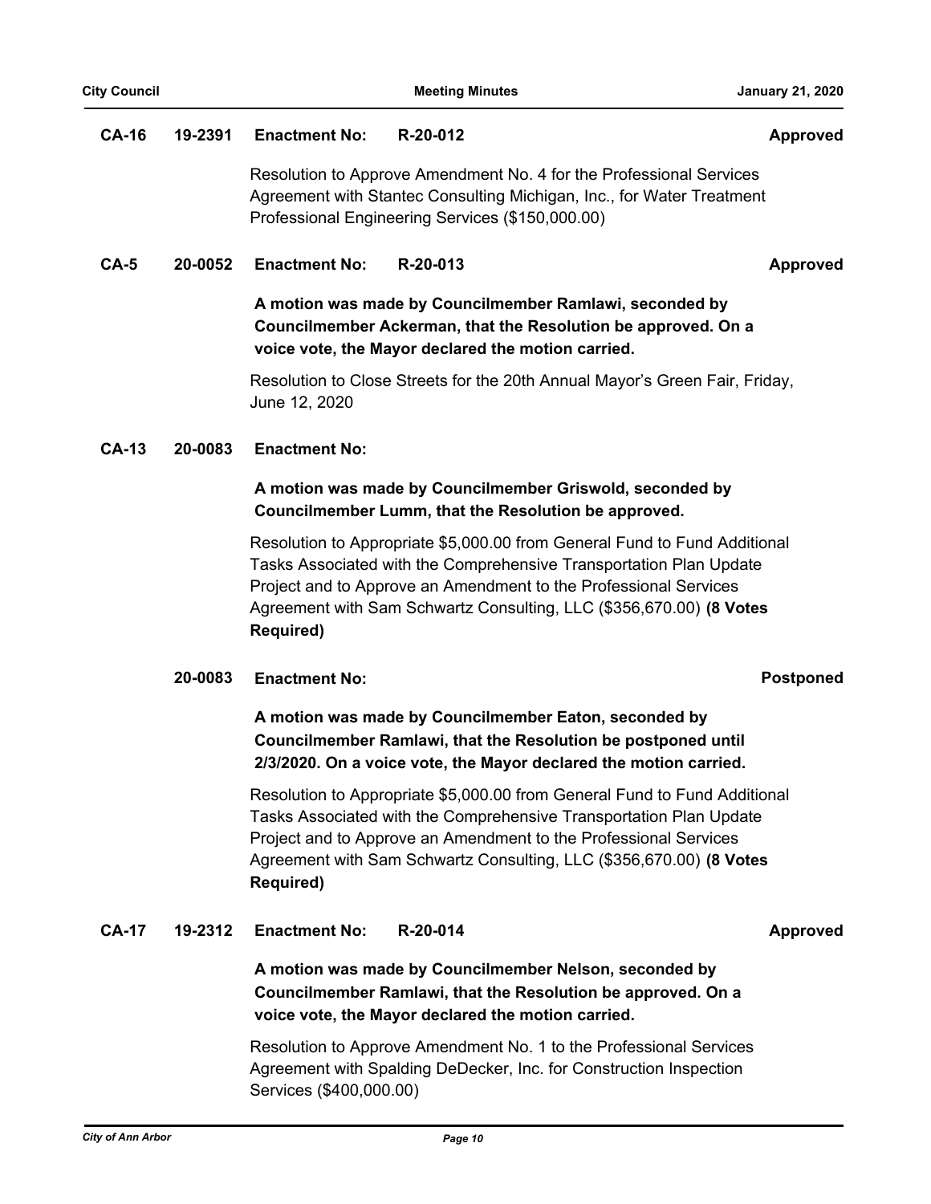**CA-16 19-2391 Enactment No: R-20-012 Approved**

Resolution to Approve Amendment No. 4 for the Professional Services Agreement with Stantec Consulting Michigan, Inc., for Water Treatment Professional Engineering Services ($150,000.00)

**CA-5 20-0052 Enactment No: R-20-013 Approved**

**A motion was made by Councilmember Ramlawi, seconded by Councilmember Ackerman, that the Resolution be approved. On a voice vote, the Mayor declared the motion carried.**

Resolution to Close Streets for the 20th Annual Mayor's Green Fair, Friday, June 12, 2020

**CA-13 20-0083 Enactment No:**

**A motion was made by Councilmember Griswold, seconded by Councilmember Lumm, that the Resolution be approved.**

Resolution to Appropriate $5,000.00 from General Fund to Fund Additional Tasks Associated with the Comprehensive Transportation Plan Update Project and to Approve an Amendment to the Professional Services Agreement with Sam Schwartz Consulting, LLC ($356,670.00) **(8 Votes Required)**

**20-0083 Enactment No: Postponed**

**A motion was made by Councilmember Eaton, seconded by Councilmember Ramlawi, that the Resolution be postponed until 2/3/2020. On a voice vote, the Mayor declared the motion carried.**

Resolution to Appropriate $5,000.00 from General Fund to Fund Additional Tasks Associated with the Comprehensive Transportation Plan Update Project and to Approve an Amendment to the Professional Services Agreement with Sam Schwartz Consulting, LLC ($356,670.00) **(8 Votes Required)**

**CA-17 19-2312 Enactment No: R-20-014 Approved**

**A motion was made by Councilmember Nelson, seconded by Councilmember Ramlawi, that the Resolution be approved. On a voice vote, the Mayor declared the motion carried.**

Resolution to Approve Amendment No. 1 to the Professional Services Agreement with Spalding DeDecker, Inc. for Construction Inspection Services ($400,000.00)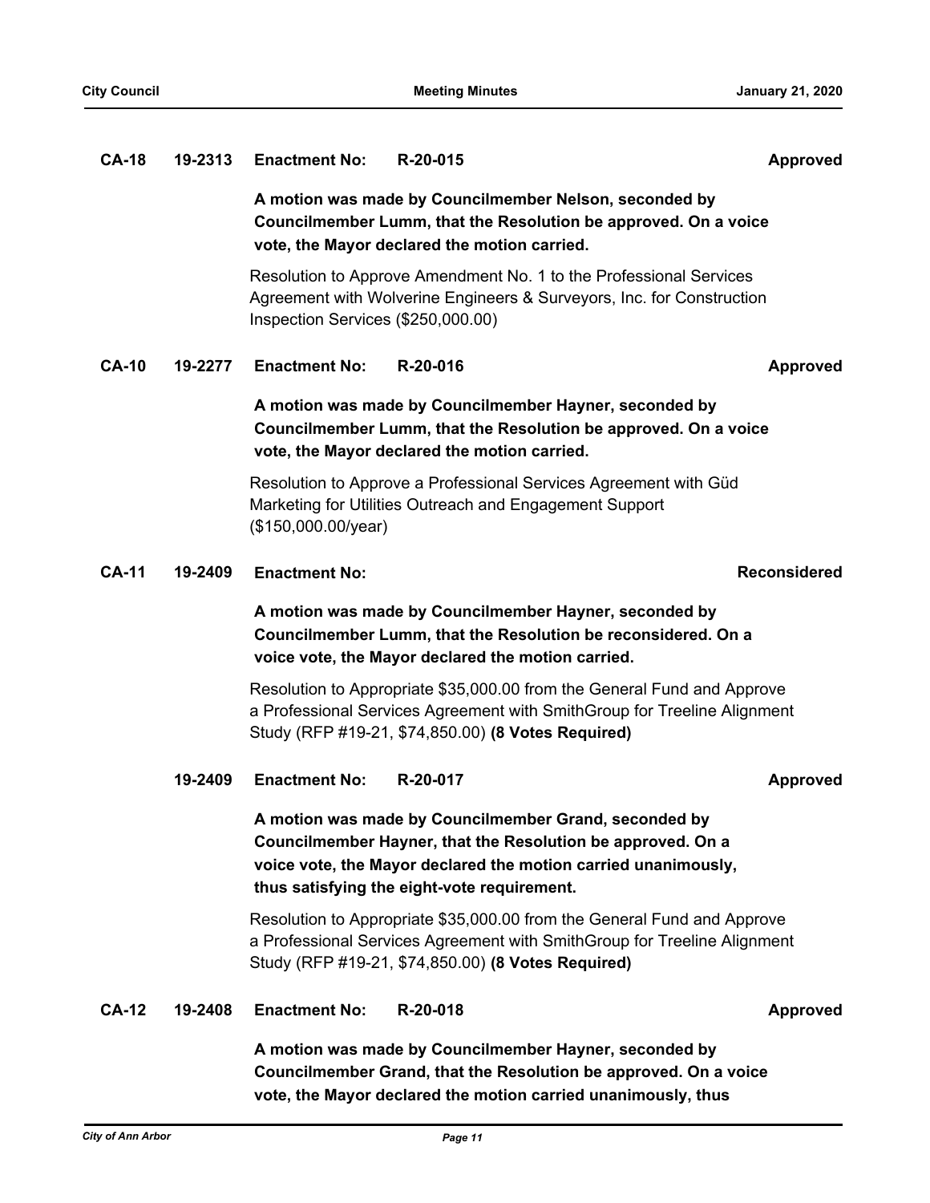**CA-18 19-2313 Enactment No: R-20-015 Approved**

**A motion was made by Councilmember Nelson, seconded by Councilmember Lumm, that the Resolution be approved. On a voice vote, the Mayor declared the motion carried.**

Resolution to Approve Amendment No. 1 to the Professional Services Agreement with Wolverine Engineers & Surveyors, Inc. for Construction Inspection Services ($250,000.00)

**CA-10 19-2277 Enactment No: R-20-016 Approved**

**A motion was made by Councilmember Hayner, seconded by Councilmember Lumm, that the Resolution be approved. On a voice vote, the Mayor declared the motion carried.**

Resolution to Approve a Professional Services Agreement with Güd Marketing for Utilities Outreach and Engagement Support ($150,000.00/year)

**CA-11 19-2409 Enactment No: Reconsidered**

**A motion was made by Councilmember Hayner, seconded by Councilmember Lumm, that the Resolution be reconsidered. On a voice vote, the Mayor declared the motion carried.**

Resolution to Appropriate $35,000.00 from the General Fund and Approve a Professional Services Agreement with SmithGroup for Treeline Alignment Study (RFP #19-21, $74,850.00) **(8 Votes Required)**

**19-2409 Enactment No: R-20-017 Approved**

**A motion was made by Councilmember Grand, seconded by Councilmember Hayner, that the Resolution be approved. On a voice vote, the Mayor declared the motion carried unanimously, thus satisfying the eight-vote requirement.**

Resolution to Appropriate $35,000.00 from the General Fund and Approve a Professional Services Agreement with SmithGroup for Treeline Alignment Study (RFP #19-21, $74,850.00) **(8 Votes Required)**

**CA-12 19-2408 Enactment No: R-20-018 Approved**

**A motion was made by Councilmember Hayner, seconded by Councilmember Grand, that the Resolution be approved. On a voice vote, the Mayor declared the motion carried unanimously, thus**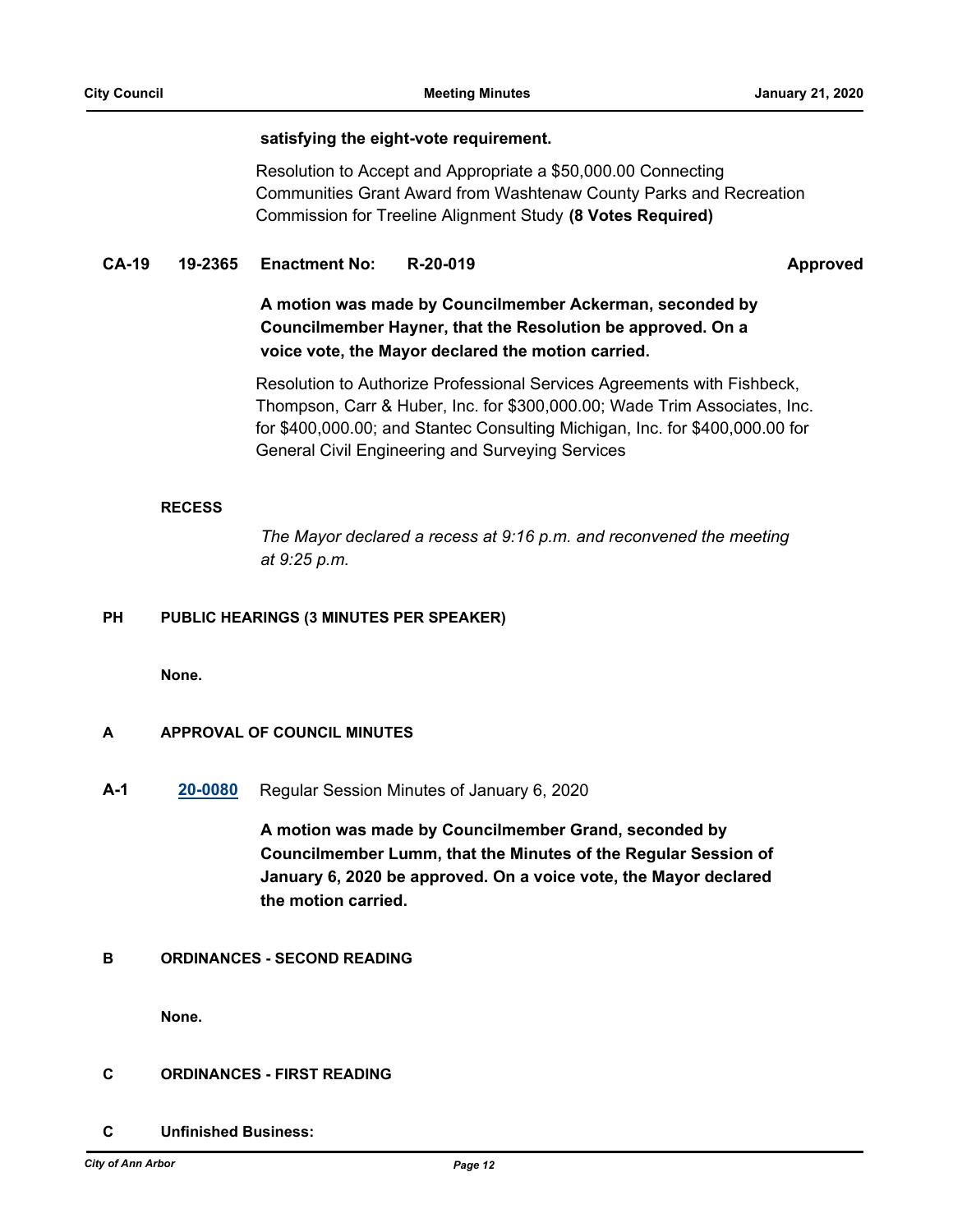**satisfying the eight-vote requirement.**

Resolution to Accept and Appropriate a $50,000.00 Connecting Communities Grant Award from Washtenaw County Parks and Recreation Commission for Treeline Alignment Study **(8 Votes Required)**

**CA-19 19-2365 Enactment No: R-20-019 Approved**

**A motion was made by Councilmember Ackerman, seconded by Councilmember Hayner, that the Resolution be approved. On a voice vote, the Mayor declared the motion carried.**

Resolution to Authorize Professional Services Agreements with Fishbeck, Thompson, Carr & Huber, Inc. for $300,000.00; Wade Trim Associates, Inc. for $400,000.00; and Stantec Consulting Michigan, Inc. for $400,000.00 for General Civil Engineering and Surveying Services

**RECESS**

*The Mayor declared a recess at 9:16 p.m. and reconvened the meeting at 9:25 p.m.*

## PH PUBLIC HEARINGS (3 MINUTES PER SPEAKER)

**None.**

## A APPROVAL OF COUNCIL MINUTES

**A-1 20-0080** Regular Session Minutes of January 6, 2020

**A motion was made by Councilmember Grand, seconded by Councilmember Lumm, that the Minutes of the Regular Session of January 6, 2020 be approved. On a voice vote, the Mayor declared the motion carried.**

## B ORDINANCES - SECOND READING

**None.**

## C ORDINANCES - FIRST READING

## C Unfinished Business: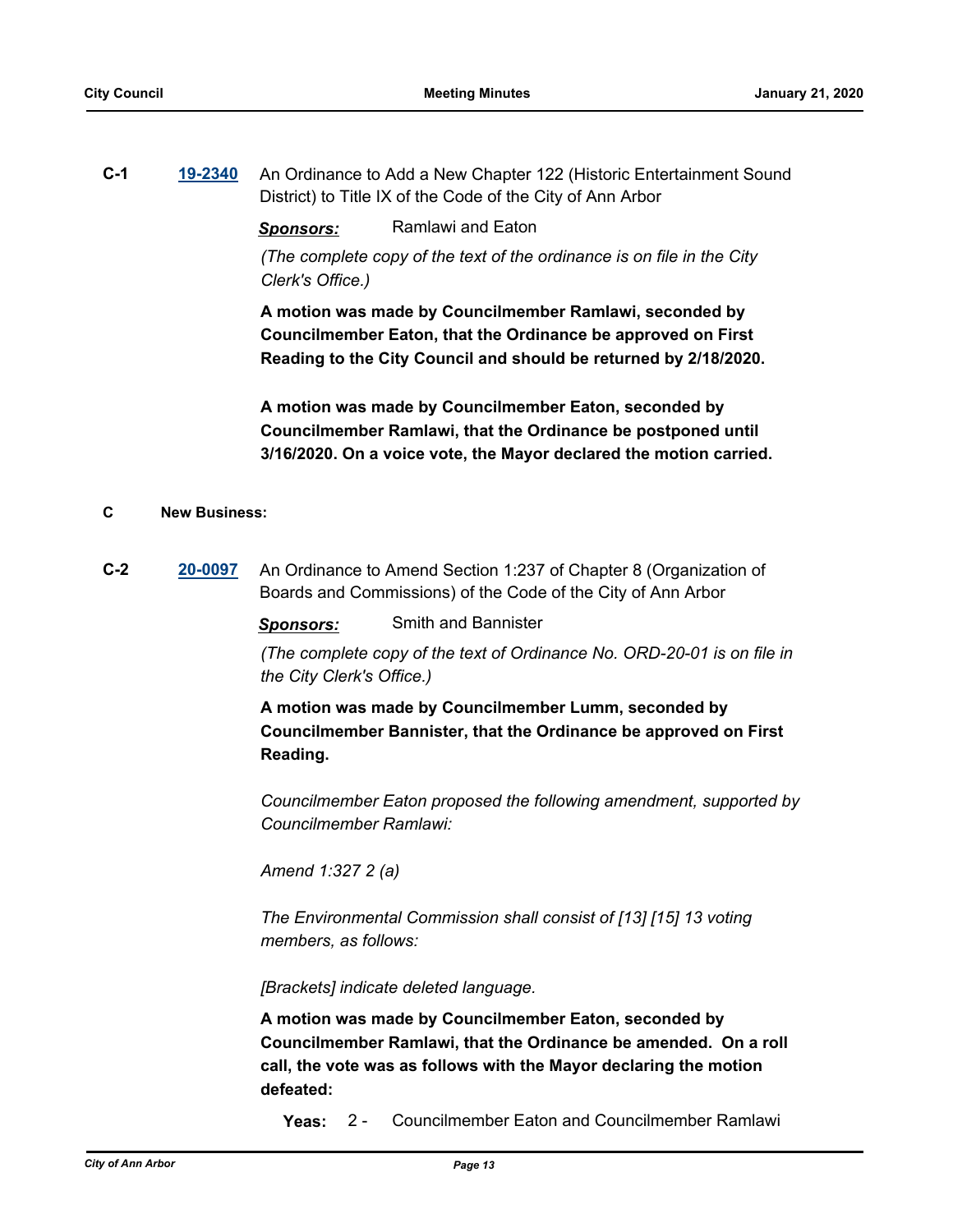**C-1** **19-2340** An Ordinance to Add a New Chapter 122 (Historic Entertainment Sound District) to Title IX of the Code of the City of Ann Arbor

***Sponsors:*** Ramlawi and Eaton

*(The complete copy of the text of the ordinance is on file in the City Clerk's Office.)*

**A motion was made by Councilmember Ramlawi, seconded by Councilmember Eaton, that the Ordinance be approved on First Reading to the City Council and should be returned by 2/18/2020.**

**A motion was made by Councilmember Eaton, seconded by Councilmember Ramlawi, that the Ordinance be postponed until 3/16/2020. On a voice vote, the Mayor declared the motion carried.**

## C New Business:

**C-2** **20-0097** An Ordinance to Amend Section 1:237 of Chapter 8 (Organization of Boards and Commissions) of the Code of the City of Ann Arbor

***Sponsors:*** Smith and Bannister

*(The complete copy of the text of Ordinance No. ORD-20-01 is on file in the City Clerk's Office.)*

**A motion was made by Councilmember Lumm, seconded by Councilmember Bannister, that the Ordinance be approved on First Reading.**

*Councilmember Eaton proposed the following amendment, supported by Councilmember Ramlawi:*

*Amend 1:327 2 (a)*

*The Environmental Commission shall consist of [13] [15] 13 voting members, as follows:*

*[Brackets] indicate deleted language.*

**A motion was made by Councilmember Eaton, seconded by Councilmember Ramlawi, that the Ordinance be amended. On a roll call, the vote was as follows with the Mayor declaring the motion defeated:**

**Yeas:** 2 - Councilmember Eaton and Councilmember Ramlawi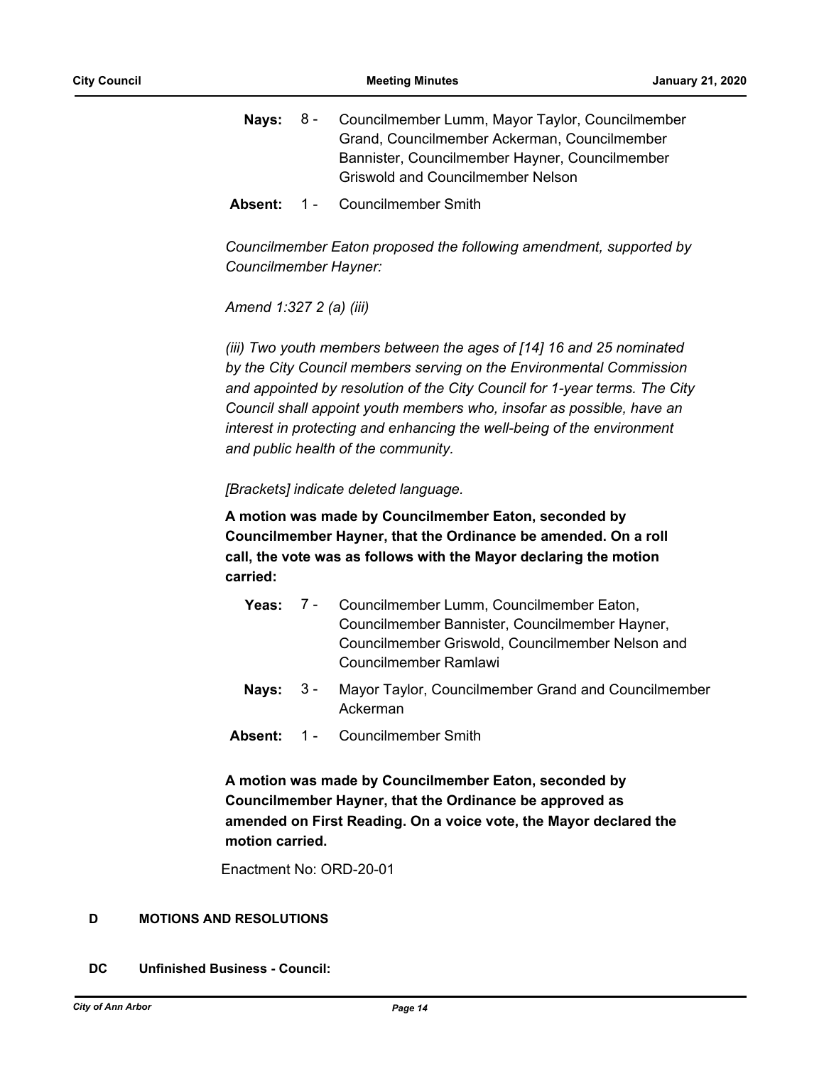**Nays:** 8 - Councilmember Lumm, Mayor Taylor, Councilmember Grand, Councilmember Ackerman, Councilmember Bannister, Councilmember Hayner, Councilmember Griswold and Councilmember Nelson

**Absent:** 1 - Councilmember Smith

*Councilmember Eaton proposed the following amendment, supported by Councilmember Hayner:*

*Amend 1:327 2 (a) (iii)*

*(iii) Two youth members between the ages of [14] 16 and 25 nominated by the City Council members serving on the Environmental Commission and appointed by resolution of the City Council for 1-year terms. The City Council shall appoint youth members who, insofar as possible, have an interest in protecting and enhancing the well-being of the environment and public health of the community.*

*[Brackets] indicate deleted language.*

**A motion was made by Councilmember Eaton, seconded by Councilmember Hayner, that the Ordinance be amended. On a roll call, the vote was as follows with the Mayor declaring the motion carried:**

**Yeas:** 7 - Councilmember Lumm, Councilmember Eaton, Councilmember Bannister, Councilmember Hayner, Councilmember Griswold, Councilmember Nelson and Councilmember Ramlawi

**Nays:** 3 - Mayor Taylor, Councilmember Grand and Councilmember Ackerman

**Absent:** 1 - Councilmember Smith

**A motion was made by Councilmember Eaton, seconded by Councilmember Hayner, that the Ordinance be approved as amended on First Reading. On a voice vote, the Mayor declared the motion carried.**

Enactment No: ORD-20-01

## D MOTIONS AND RESOLUTIONS

### DC Unfinished Business - Council: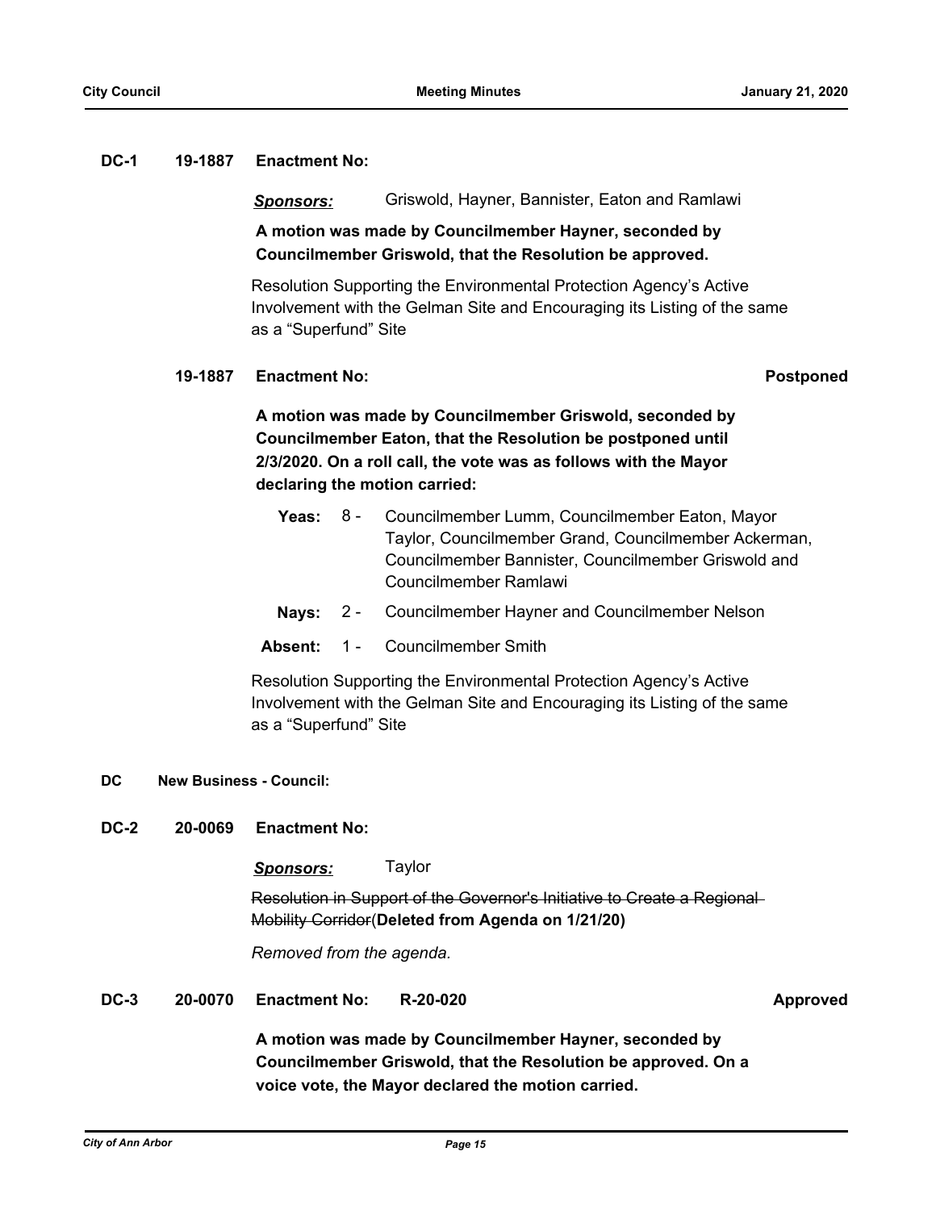**DC-1 19-1887 Enactment No:**

***Sponsors:*** Griswold, Hayner, Bannister, Eaton and Ramlawi

**A motion was made by Councilmember Hayner, seconded by Councilmember Griswold, that the Resolution be approved.**

Resolution Supporting the Environmental Protection Agency's Active Involvement with the Gelman Site and Encouraging its Listing of the same as a "Superfund" Site

**19-1887 Enactment No: Postponed**

**A motion was made by Councilmember Griswold, seconded by Councilmember Eaton, that the Resolution be postponed until 2/3/2020. On a roll call, the vote was as follows with the Mayor declaring the motion carried:**

**Yeas:** 8 - Councilmember Lumm, Councilmember Eaton, Mayor Taylor, Councilmember Grand, Councilmember Ackerman, Councilmember Bannister, Councilmember Griswold and Councilmember Ramlawi

**Nays:** 2 - Councilmember Hayner and Councilmember Nelson

**Absent:** 1 - Councilmember Smith

Resolution Supporting the Environmental Protection Agency's Active Involvement with the Gelman Site and Encouraging its Listing of the same as a "Superfund" Site

## DC New Business - Council:

**DC-2 20-0069 Enactment No:**

***Sponsors:*** Taylor

~~Resolution in Support of the Governor's Initiative to Create a Regional Mobility Corridor~~(**Deleted from Agenda on 1/21/20)**

*Removed from the agenda.*

**DC-3 20-0070 Enactment No: R-20-020 Approved**

**A motion was made by Councilmember Hayner, seconded by Councilmember Griswold, that the Resolution be approved. On a voice vote, the Mayor declared the motion carried.**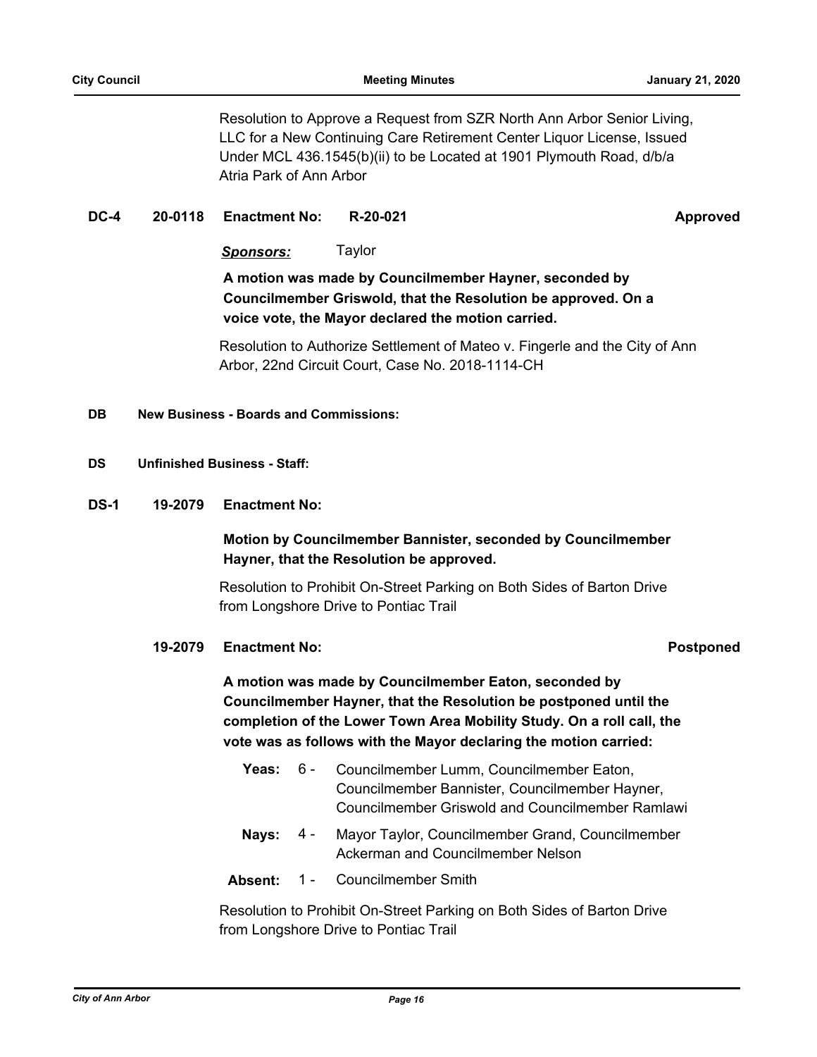Resolution to Approve a Request from SZR North Ann Arbor Senior Living, LLC for a New Continuing Care Retirement Center Liquor License, Issued Under MCL 436.1545(b)(ii) to be Located at 1901 Plymouth Road, d/b/a Atria Park of Ann Arbor

**DC-4 20-0118 Enactment No: R-20-021 Approved**

***Sponsors:*** Taylor

**A motion was made by Councilmember Hayner, seconded by Councilmember Griswold, that the Resolution be approved. On a voice vote, the Mayor declared the motion carried.**

Resolution to Authorize Settlement of Mateo v. Fingerle and the City of Ann Arbor, 22nd Circuit Court, Case No. 2018-1114-CH

## DB New Business - Boards and Commissions:

## DS Unfinished Business - Staff:

**DS-1 19-2079 Enactment No:**

**Motion by Councilmember Bannister, seconded by Councilmember Hayner, that the Resolution be approved.**

Resolution to Prohibit On-Street Parking on Both Sides of Barton Drive from Longshore Drive to Pontiac Trail

**19-2079 Enactment No: Postponed**

**A motion was made by Councilmember Eaton, seconded by Councilmember Hayner, that the Resolution be postponed until the completion of the Lower Town Area Mobility Study. On a roll call, the vote was as follows with the Mayor declaring the motion carried:**

**Yeas:** 6 - Councilmember Lumm, Councilmember Eaton, Councilmember Bannister, Councilmember Hayner, Councilmember Griswold and Councilmember Ramlawi

**Nays:** 4 - Mayor Taylor, Councilmember Grand, Councilmember Ackerman and Councilmember Nelson

**Absent:** 1 - Councilmember Smith

Resolution to Prohibit On-Street Parking on Both Sides of Barton Drive from Longshore Drive to Pontiac Trail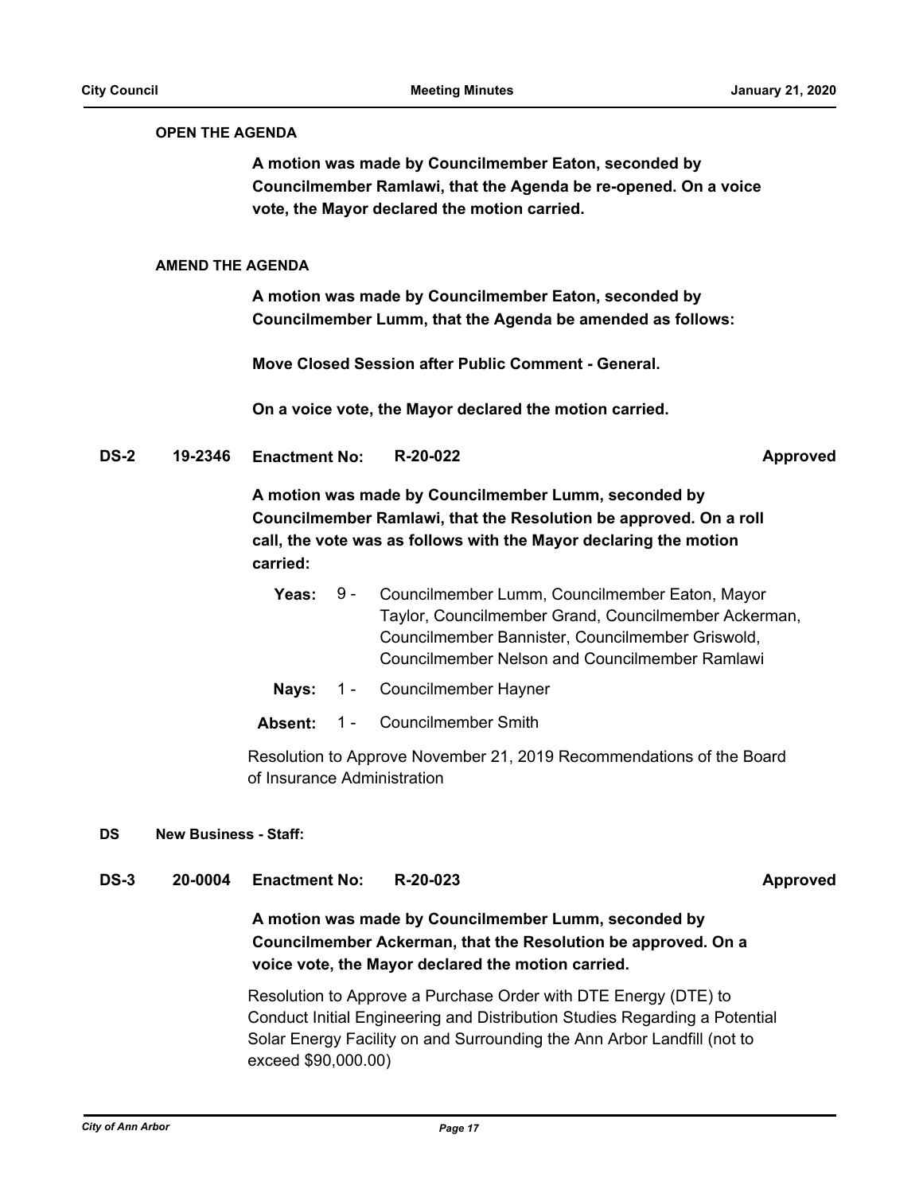**OPEN THE AGENDA**

**A motion was made by Councilmember Eaton, seconded by Councilmember Ramlawi, that the Agenda be re-opened. On a voice vote, the Mayor declared the motion carried.**

**AMEND THE AGENDA**

**A motion was made by Councilmember Eaton, seconded by Councilmember Lumm, that the Agenda be amended as follows:**

**Move Closed Session after Public Comment - General.**

**On a voice vote, the Mayor declared the motion carried.**

**DS-2 19-2346 Enactment No: R-20-022 Approved**

**A motion was made by Councilmember Lumm, seconded by Councilmember Ramlawi, that the Resolution be approved. On a roll call, the vote was as follows with the Mayor declaring the motion carried:**

**Yeas:** 9 - Councilmember Lumm, Councilmember Eaton, Mayor Taylor, Councilmember Grand, Councilmember Ackerman, Councilmember Bannister, Councilmember Griswold, Councilmember Nelson and Councilmember Ramlawi

**Nays:** 1 - Councilmember Hayner

**Absent:** 1 - Councilmember Smith

Resolution to Approve November 21, 2019 Recommendations of the Board of Insurance Administration

**DS New Business - Staff:**

**DS-3 20-0004 Enactment No: R-20-023 Approved**

**A motion was made by Councilmember Lumm, seconded by Councilmember Ackerman, that the Resolution be approved. On a voice vote, the Mayor declared the motion carried.**

Resolution to Approve a Purchase Order with DTE Energy (DTE) to Conduct Initial Engineering and Distribution Studies Regarding a Potential Solar Energy Facility on and Surrounding the Ann Arbor Landfill (not to exceed $90,000.00)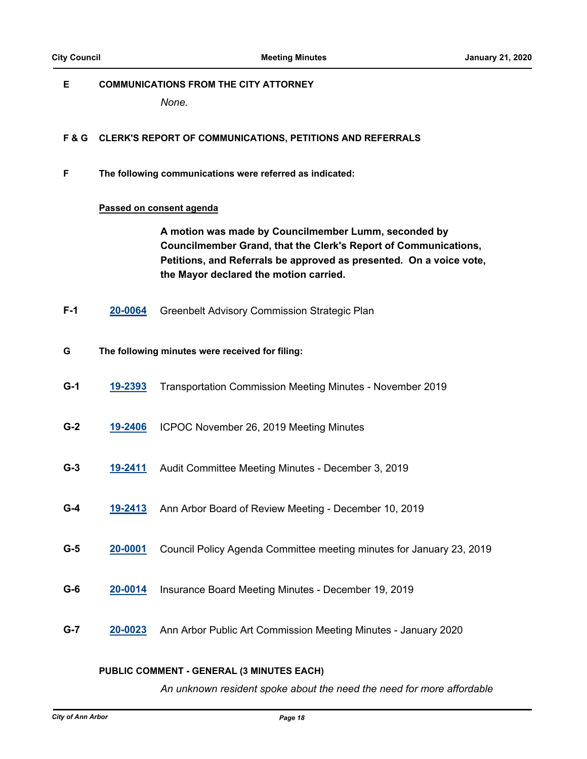## E COMMUNICATIONS FROM THE CITY ATTORNEY

*None.*

## F & G CLERK'S REPORT OF COMMUNICATIONS, PETITIONS AND REFERRALS

### F The following communications were referred as indicated:

**Passed on consent agenda**

**A motion was made by Councilmember Lumm, seconded by Councilmember Grand, that the Clerk's Report of Communications, Petitions, and Referrals be approved as presented. On a voice vote, the Mayor declared the motion carried.**

**F-1** **20-0064** Greenbelt Advisory Commission Strategic Plan

### G The following minutes were received for filing:

**G-1** **19-2393** Transportation Commission Meeting Minutes - November 2019

**G-2** **19-2406** ICPOC November 26, 2019 Meeting Minutes

**G-3** **19-2411** Audit Committee Meeting Minutes - December 3, 2019

**G-4** **19-2413** Ann Arbor Board of Review Meeting - December 10, 2019

**G-5** **20-0001** Council Policy Agenda Committee meeting minutes for January 23, 2019

**G-6** **20-0014** Insurance Board Meeting Minutes - December 19, 2019

**G-7** **20-0023** Ann Arbor Public Art Commission Meeting Minutes - January 2020

## PUBLIC COMMENT - GENERAL (3 MINUTES EACH)

*An unknown resident spoke about the need the need for more affordable*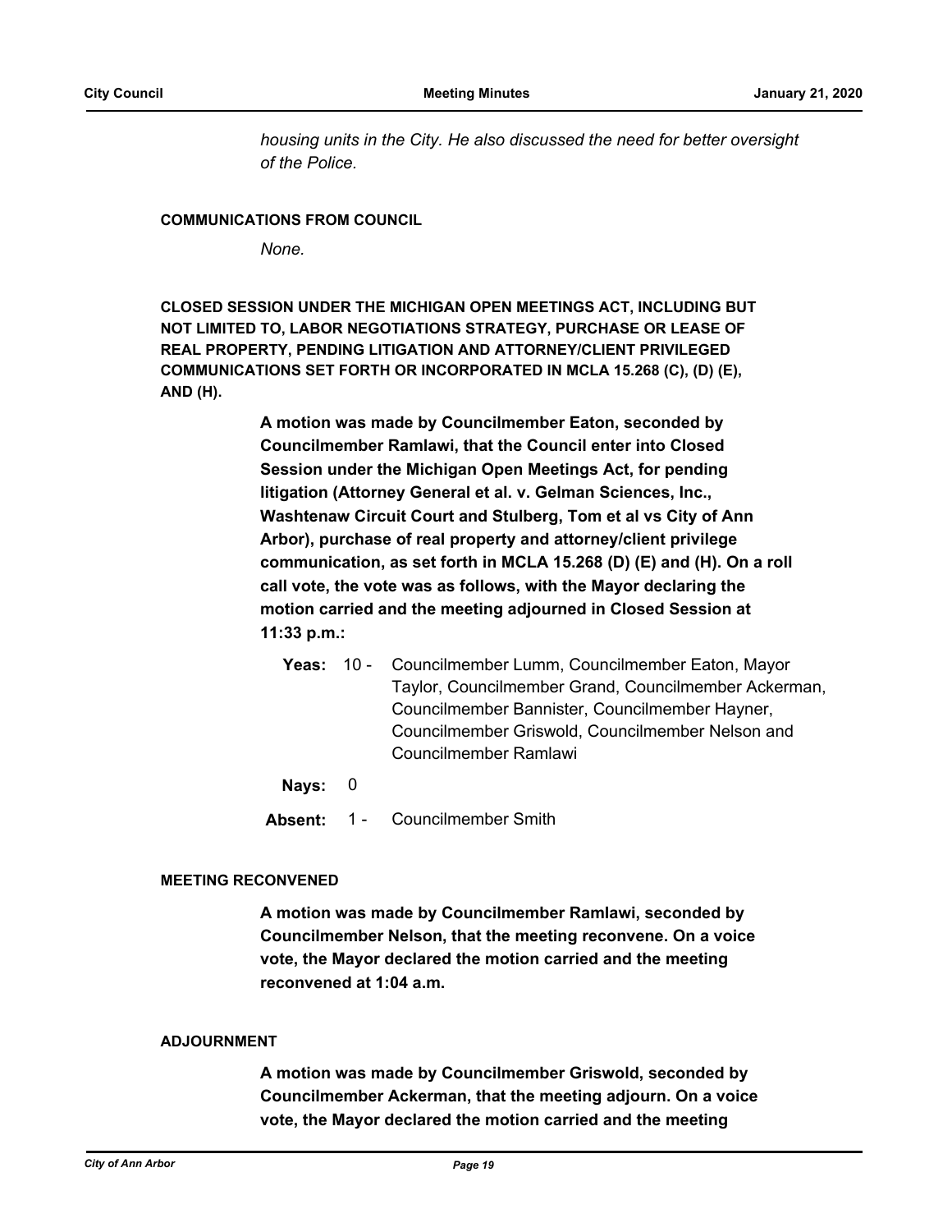*housing units in the City. He also discussed the need for better oversight of the Police.*

## COMMUNICATIONS FROM COUNCIL

*None.*

## CLOSED SESSION UNDER THE MICHIGAN OPEN MEETINGS ACT, INCLUDING BUT NOT LIMITED TO, LABOR NEGOTIATIONS STRATEGY, PURCHASE OR LEASE OF REAL PROPERTY, PENDING LITIGATION AND ATTORNEY/CLIENT PRIVILEGED COMMUNICATIONS SET FORTH OR INCORPORATED IN MCLA 15.268 (C), (D) (E), AND (H).

**A motion was made by Councilmember Eaton, seconded by Councilmember Ramlawi, that the Council enter into Closed Session under the Michigan Open Meetings Act, for pending litigation (Attorney General et al. v. Gelman Sciences, Inc., Washtenaw Circuit Court and Stulberg, Tom et al vs City of Ann Arbor), purchase of real property and attorney/client privilege communication, as set forth in MCLA 15.268 (D) (E) and (H). On a roll call vote, the vote was as follows, with the Mayor declaring the motion carried and the meeting adjourned in Closed Session at 11:33 p.m.:**

**Yeas:** 10 - Councilmember Lumm, Councilmember Eaton, Mayor Taylor, Councilmember Grand, Councilmember Ackerman, Councilmember Bannister, Councilmember Hayner, Councilmember Griswold, Councilmember Nelson and Councilmember Ramlawi

**Nays:** 0

**Absent:** 1 - Councilmember Smith

## MEETING RECONVENED

**A motion was made by Councilmember Ramlawi, seconded by Councilmember Nelson, that the meeting reconvene. On a voice vote, the Mayor declared the motion carried and the meeting reconvened at 1:04 a.m.**

## ADJOURNMENT

**A motion was made by Councilmember Griswold, seconded by Councilmember Ackerman, that the meeting adjourn. On a voice vote, the Mayor declared the motion carried and the meeting**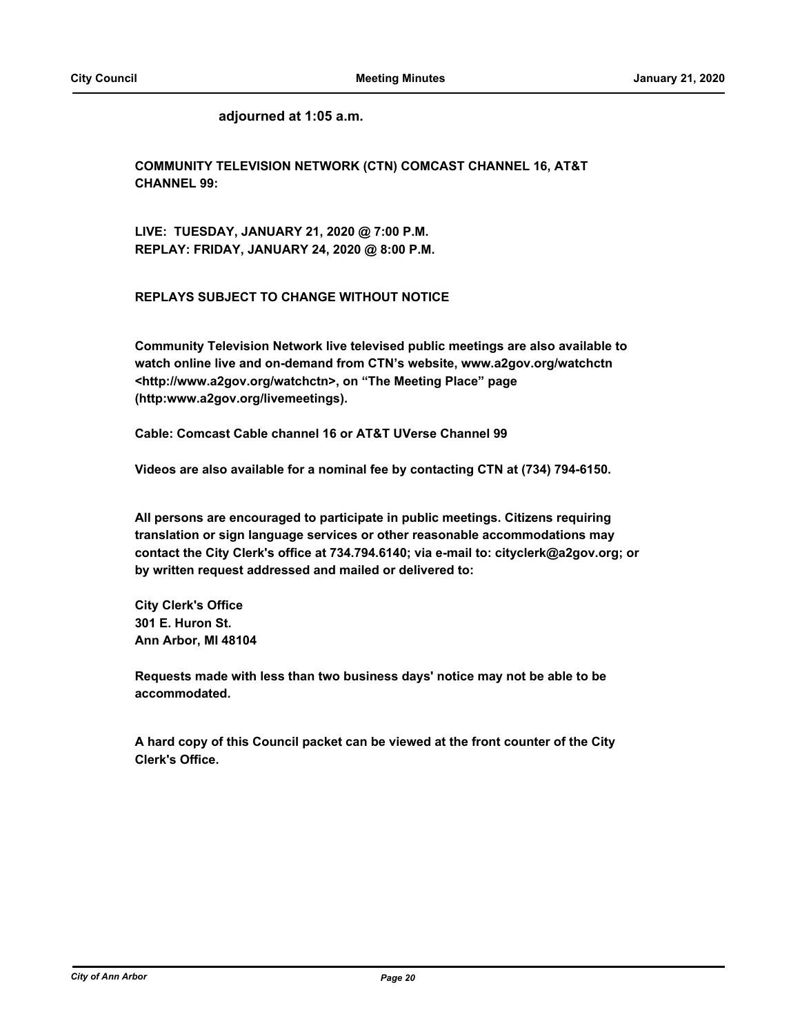**adjourned at 1:05 a.m.**

**COMMUNITY TELEVISION NETWORK (CTN) COMCAST CHANNEL 16, AT&T CHANNEL 99:**

**LIVE: TUESDAY, JANUARY 21, 2020 @ 7:00 P.M.**
**REPLAY: FRIDAY, JANUARY 24, 2020 @ 8:00 P.M.**

**REPLAYS SUBJECT TO CHANGE WITHOUT NOTICE**

**Community Television Network live televised public meetings are also available to watch online live and on-demand from CTN's website, www.a2gov.org/watchctn <http://www.a2gov.org/watchctn>, on "The Meeting Place" page (http:www.a2gov.org/livemeetings).**

**Cable: Comcast Cable channel 16 or AT&T UVerse Channel 99**

**Videos are also available for a nominal fee by contacting CTN at (734) 794-6150.**

**All persons are encouraged to participate in public meetings. Citizens requiring translation or sign language services or other reasonable accommodations may contact the City Clerk's office at 734.794.6140; via e-mail to: cityclerk@a2gov.org; or by written request addressed and mailed or delivered to:**

**City Clerk's Office**
**301 E. Huron St.**
**Ann Arbor, MI 48104**

**Requests made with less than two business days' notice may not be able to be accommodated.**

**A hard copy of this Council packet can be viewed at the front counter of the City Clerk's Office.**